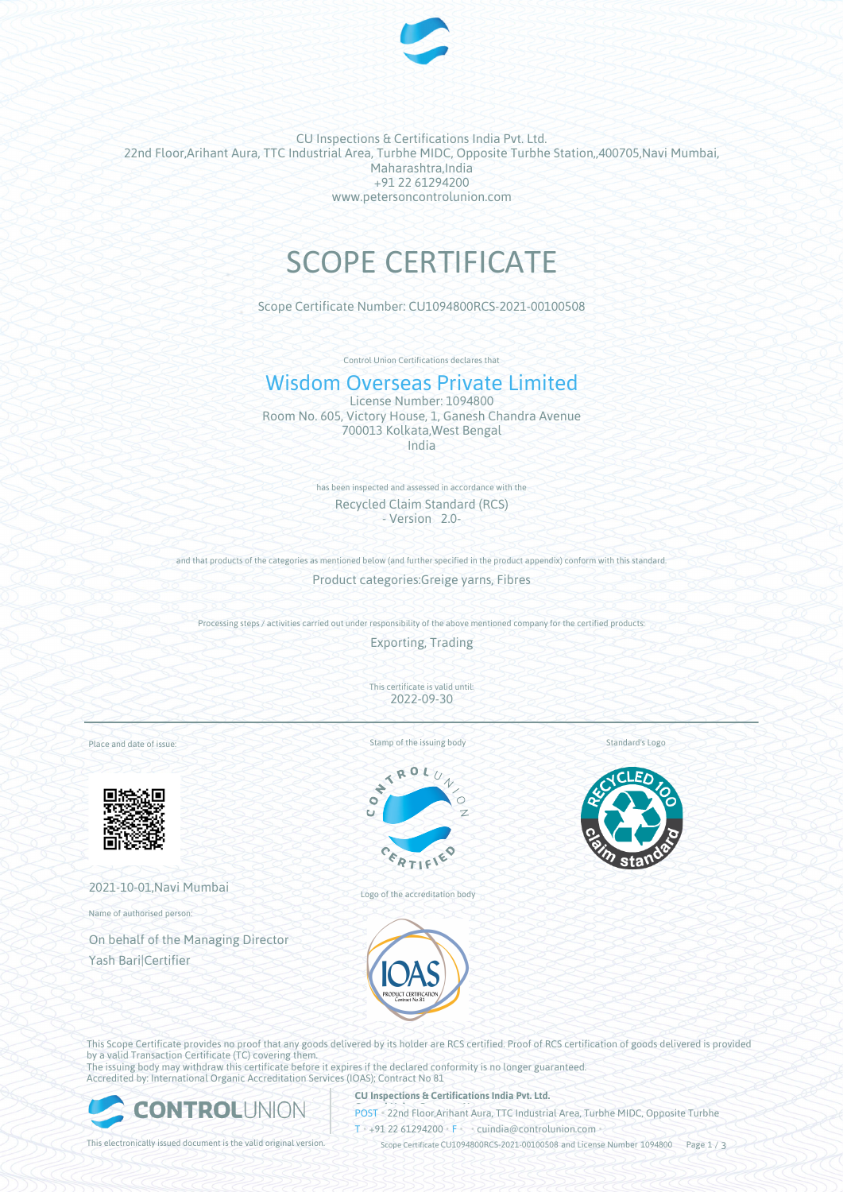CU Inspections & Certifications India Pvt. Ltd.
22nd Floor,Arihant Aura, TTC Industrial Area, Turbhe MIDC, Opposite Turbhe Station,,400705,Navi Mumbai, Maharashtra,India
+91 22 61294200
www.petersoncontrolunion.com

# SCOPE CERTIFICATE

Scope Certificate Number: CU1094800RCS-2021-00100508

Control Union Certifications declares that

## Wisdom Overseas Private Limited

License Number: 1094800
Room No. 605, Victory House, 1, Ganesh Chandra Avenue
700013 Kolkata,West Bengal
India

has been inspected and assessed in accordance with the

Recycled Claim Standard (RCS)
- Version 2.0-

and that products of the categories as mentioned below (and further specified in the product appendix) conform with this standard.

Product categories:Greige yarns, Fibres

Processing steps / activities carried out under responsibility of the above mentioned company for the certified products:

Exporting, Trading

This certificate is valid until:
2022-09-30

Place and date of issue:

2021-10-01,Navi Mumbai

Name of authorised person:

On behalf of the Managing Director
Yash Bari|Certifier

Stamp of the issuing body

Logo of the accreditation body

Standard's Logo

This Scope Certificate provides no proof that any goods delivered by its holder are RCS certified. Proof of RCS certification of goods delivered is provided by a valid Transaction Certificate (TC) covering them.
The issuing body may withdraw this certificate before it expires if the declared conformity is no longer guaranteed.
Accredited by: International Organic Accreditation Services (IOAS); Contract No 81

This electronically issued document is the valid original version.

**CU Inspections & Certifications India Pvt. Ltd.**
POST • 22nd Floor,Arihant Aura, TTC Industrial Area, Turbhe MIDC, Opposite Turbhe
T • +91 22 61294200 • F • • cuindia@controlunion.com •
Scope Certificate CU1094800RCS-2021-00100508 and License Number 1094800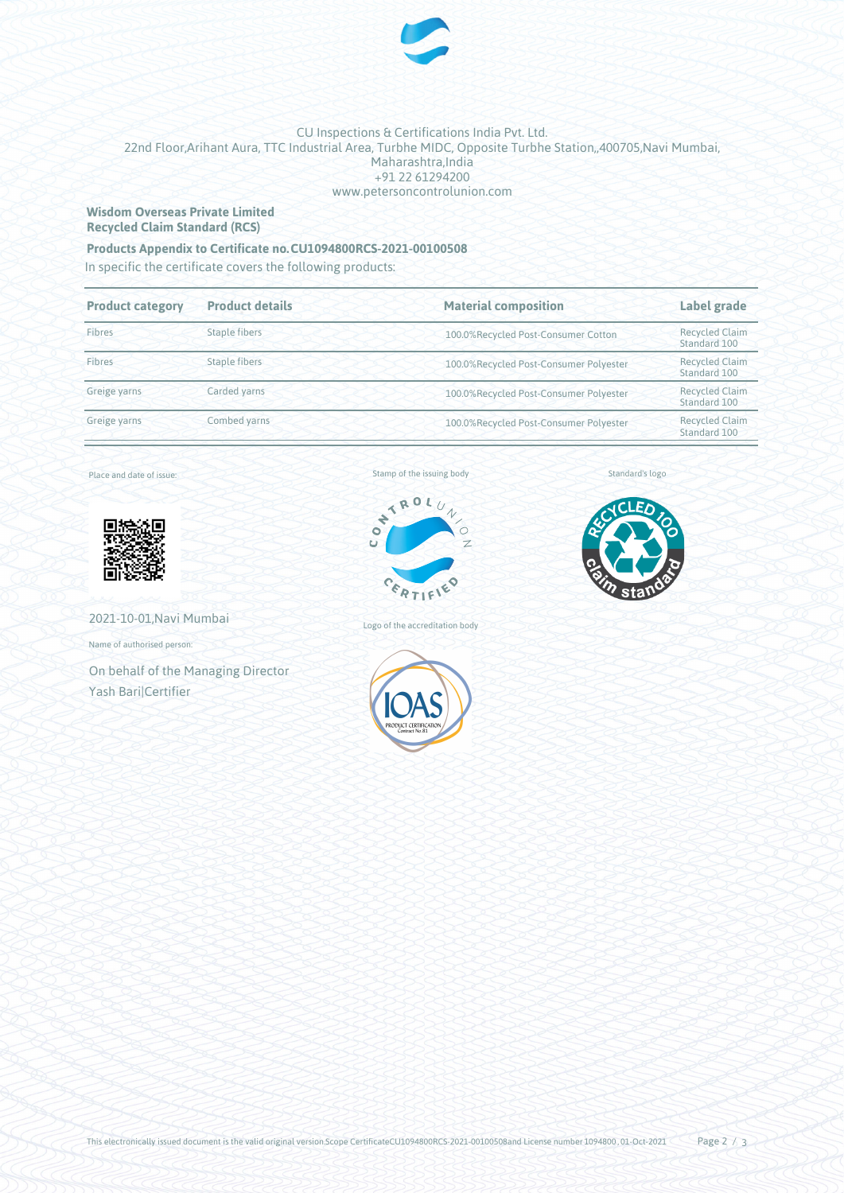CU Inspections & Certifications India Pvt. Ltd.
22nd Floor,Arihant Aura, TTC Industrial Area, Turbhe MIDC, Opposite Turbhe Station,,400705,Navi Mumbai, Maharashtra,India
+91 22 61294200
www.petersoncontrolunion.com

**Wisdom Overseas Private Limited**
**Recycled Claim Standard (RCS)**

**Products Appendix to Certificate no.CU1094800RCS-2021-00100508**

In specific the certificate covers the following products:

| Product category | Product details | Material composition | Label grade |
| --- | --- | --- | --- |
| Fibres | Staple fibers | 100.0%Recycled Post-Consumer Cotton | Recycled Claim Standard 100 |
| Fibres | Staple fibers | 100.0%Recycled Post-Consumer Polyester | Recycled Claim Standard 100 |
| Greige yarns | Carded yarns | 100.0%Recycled Post-Consumer Polyester | Recycled Claim Standard 100 |
| Greige yarns | Combed yarns | 100.0%Recycled Post-Consumer Polyester | Recycled Claim Standard 100 |

Place and date of issue:

2021-10-01,Navi Mumbai

Name of authorised person:

On behalf of the Managing Director
Yash Bari|Certifier

Stamp of the issuing body

Logo of the accreditation body

Standard's logo

This electronically issued document is the valid original version.Scope CertificateCU1094800RCS-2021-00100508and License number 1094800 , 01-Oct-2021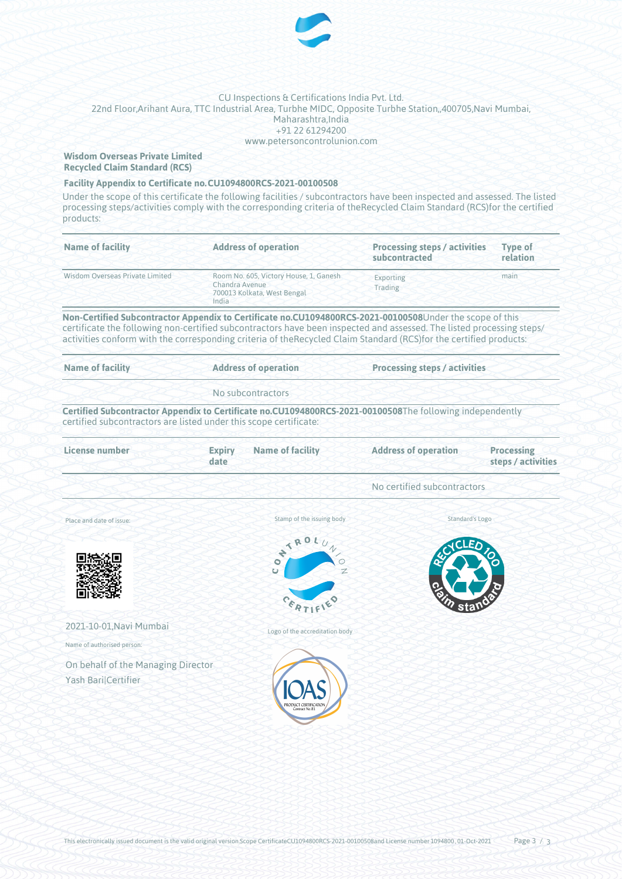CU Inspections & Certifications India Pvt. Ltd.
22nd Floor,Arihant Aura, TTC Industrial Area, Turbhe MIDC, Opposite Turbhe Station,,400705,Navi Mumbai, Maharashtra,India
+91 22 61294200
www.petersoncontrolunion.com

**Wisdom Overseas Private Limited**
**Recycled Claim Standard (RCS)**

**Facility Appendix to Certificate no. CU1094800RCS-2021-00100508**

Under the scope of this certificate the following facilities / subcontractors have been inspected and assessed. The listed processing steps/activities comply with the corresponding criteria of theRecycled Claim Standard (RCS)for the certified products:

| Name of facility | Address of operation | Processing steps / activities subcontracted | Type of relation |
|---|---|---|---|
| Wisdom Overseas Private Limited | Room No. 605, Victory House, 1, Ganesh Chandra Avenue 700013 Kolkata, West Bengal India | Exporting Trading | main |

**Non-Certified Subcontractor Appendix to Certificate no.CU1094800RCS-2021-00100508**Under the scope of this certificate the following non-certified subcontractors have been inspected and assessed. The listed processing steps/ activities conform with the corresponding criteria of theRecycled Claim Standard (RCS)for the certified products:

| Name of facility | Address of operation | Processing steps / activities |
|---|---|---|
| | No subcontractors | |

**Certified Subcontractor Appendix to Certificate no.CU1094800RCS-2021-00100508**The following independently certified subcontractors are listed under this scope certificate:

| License number | Expiry date | Name of facility | Address of operation | Processing steps / activities |
|---|---|---|---|---|
| | | | No certified subcontractors | |

Place and date of issue:

2021-10-01,Navi Mumbai

Name of authorised person:

On behalf of the Managing Director
Yash Bari|Certifier

Stamp of the issuing body

Logo of the accreditation body

Standard's Logo

This electronically issued document is the valid original version.Scope CertificateCU1094800RCS-2021-00100508and License number 1094800, 01-Oct-2021